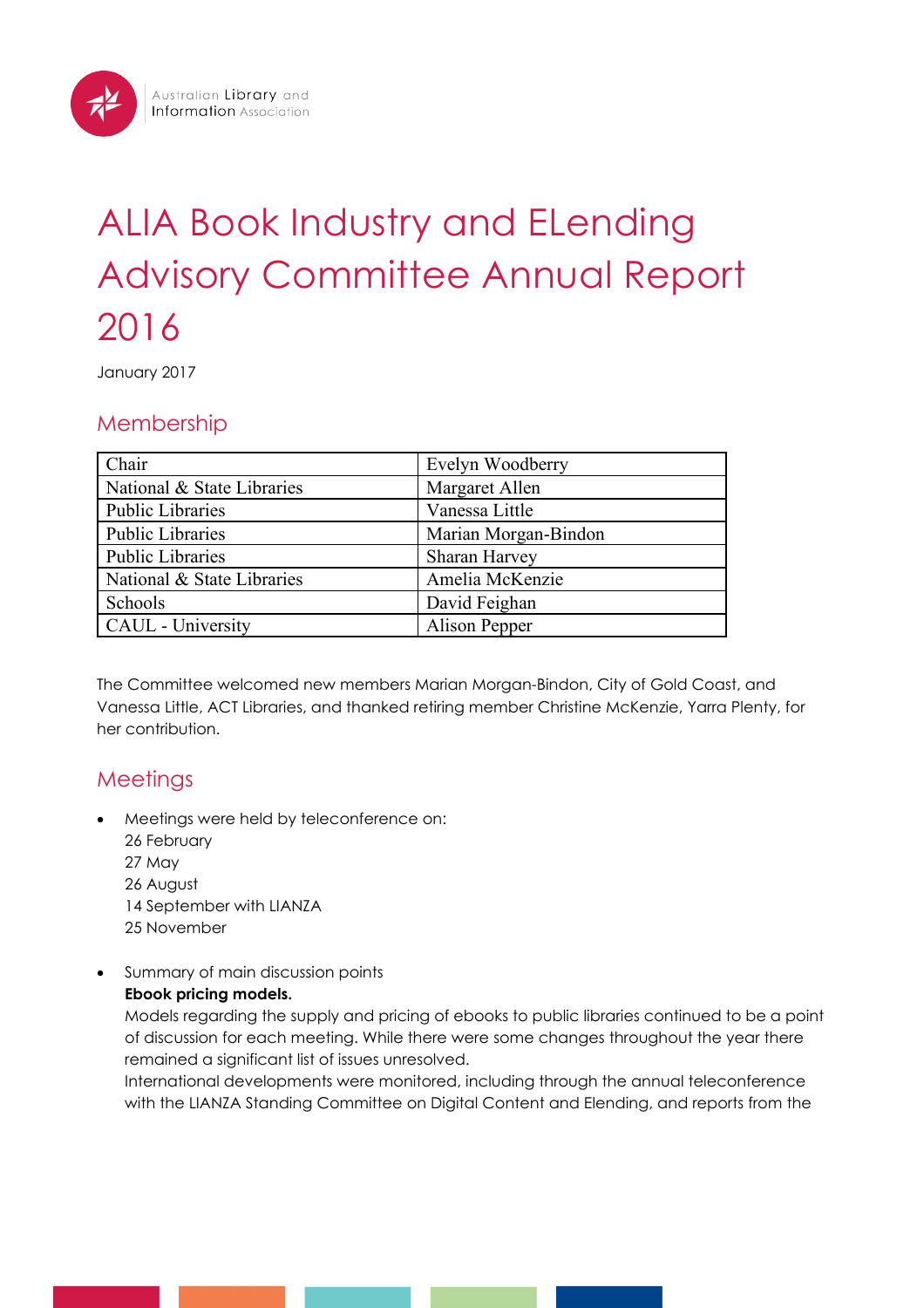Australian Library and Information Association

# ALIA Book Industry and ELending Advisory Committee Annual Report 2016

January 2017

## Membership

| Chair | Evelyn Woodberry |
|---|---|
| National & State Libraries | Margaret Allen |
| Public Libraries | Vanessa Little |
| Public Libraries | Marian Morgan-Bindon |
| Public Libraries | Sharan Harvey |
| National & State Libraries | Amelia McKenzie |
| Schools | David Feighan |
| CAUL - University | Alison Pepper |

The Committee welcomed new members Marian Morgan-Bindon, City of Gold Coast, and Vanessa Little, ACT Libraries, and thanked retiring member Christine McKenzie, Yarra Plenty, for her contribution.

## Meetings

- Meetings were held by teleconference on:
  26 February
  27 May
  26 August
  14 September with LIANZA
  25 November

- Summary of main discussion points
  **Ebook pricing models.**
  Models regarding the supply and pricing of ebooks to public libraries continued to be a point of discussion for each meeting. While there were some changes throughout the year there remained a significant list of issues unresolved.
  International developments were monitored, including through the annual teleconference with the LIANZA Standing Committee on Digital Content and Elending, and reports from the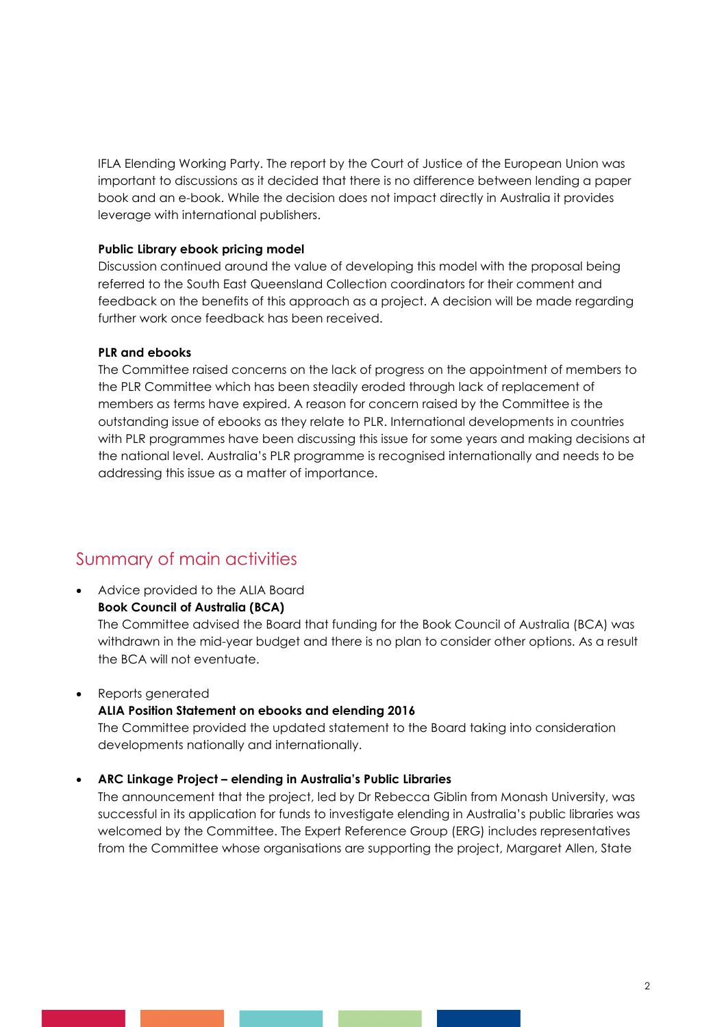IFLA Elending Working Party. The report by the Court of Justice of the European Union was important to discussions as it decided that there is no difference between lending a paper book and an e-book. While the decision does not impact directly in Australia it provides leverage with international publishers.

**Public Library ebook pricing model**

Discussion continued around the value of developing this model with the proposal being referred to the South East Queensland Collection coordinators for their comment and feedback on the benefits of this approach as a project. A decision will be made regarding further work once feedback has been received.

**PLR and ebooks**

The Committee raised concerns on the lack of progress on the appointment of members to the PLR Committee which has been steadily eroded through lack of replacement of members as terms have expired. A reason for concern raised by the Committee is the outstanding issue of ebooks as they relate to PLR. International developments in countries with PLR programmes have been discussing this issue for some years and making decisions at the national level. Australia's PLR programme is recognised internationally and needs to be addressing this issue as a matter of importance.

## Summary of main activities

- Advice provided to the ALIA Board

  **Book Council of Australia (BCA)**

  The Committee advised the Board that funding for the Book Council of Australia (BCA) was withdrawn in the mid-year budget and there is no plan to consider other options. As a result the BCA will not eventuate.

- Reports generated

  **ALIA Position Statement on ebooks and elending 2016**

  The Committee provided the updated statement to the Board taking into consideration developments nationally and internationally.

- **ARC Linkage Project – elending in Australia's Public Libraries**

  The announcement that the project, led by Dr Rebecca Giblin from Monash University, was successful in its application for funds to investigate elending in Australia's public libraries was welcomed by the Committee. The Expert Reference Group (ERG) includes representatives from the Committee whose organisations are supporting the project, Margaret Allen, State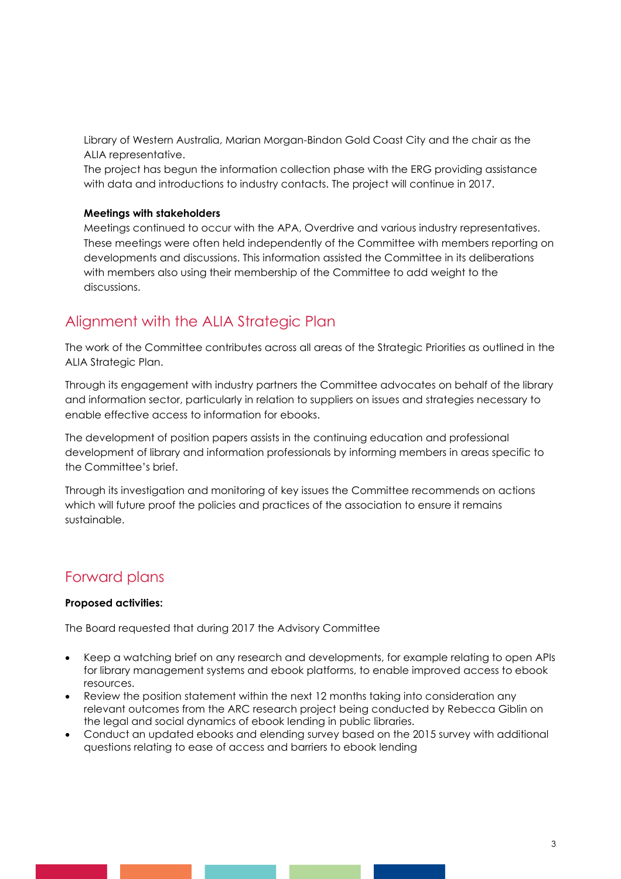Library of Western Australia, Marian Morgan-Bindon Gold Coast City and the chair as the ALIA representative.

The project has begun the information collection phase with the ERG providing assistance with data and introductions to industry contacts. The project will continue in 2017.

**Meetings with stakeholders**

Meetings continued to occur with the APA, Overdrive and various industry representatives. These meetings were often held independently of the Committee with members reporting on developments and discussions. This information assisted the Committee in its deliberations with members also using their membership of the Committee to add weight to the discussions.

## Alignment with the ALIA Strategic Plan

The work of the Committee contributes across all areas of the Strategic Priorities as outlined in the ALIA Strategic Plan.

Through its engagement with industry partners the Committee advocates on behalf of the library and information sector, particularly in relation to suppliers on issues and strategies necessary to enable effective access to information for ebooks.

The development of position papers assists in the continuing education and professional development of library and information professionals by informing members in areas specific to the Committee's brief.

Through its investigation and monitoring of key issues the Committee recommends on actions which will future proof the policies and practices of the association to ensure it remains sustainable.

## Forward plans

**Proposed activities:**

The Board requested that during 2017 the Advisory Committee

- Keep a watching brief on any research and developments, for example relating to open APIs for library management systems and ebook platforms, to enable improved access to ebook resources.
- Review the position statement within the next 12 months taking into consideration any relevant outcomes from the ARC research project being conducted by Rebecca Giblin on the legal and social dynamics of ebook lending in public libraries.
- Conduct an updated ebooks and elending survey based on the 2015 survey with additional questions relating to ease of access and barriers to ebook lending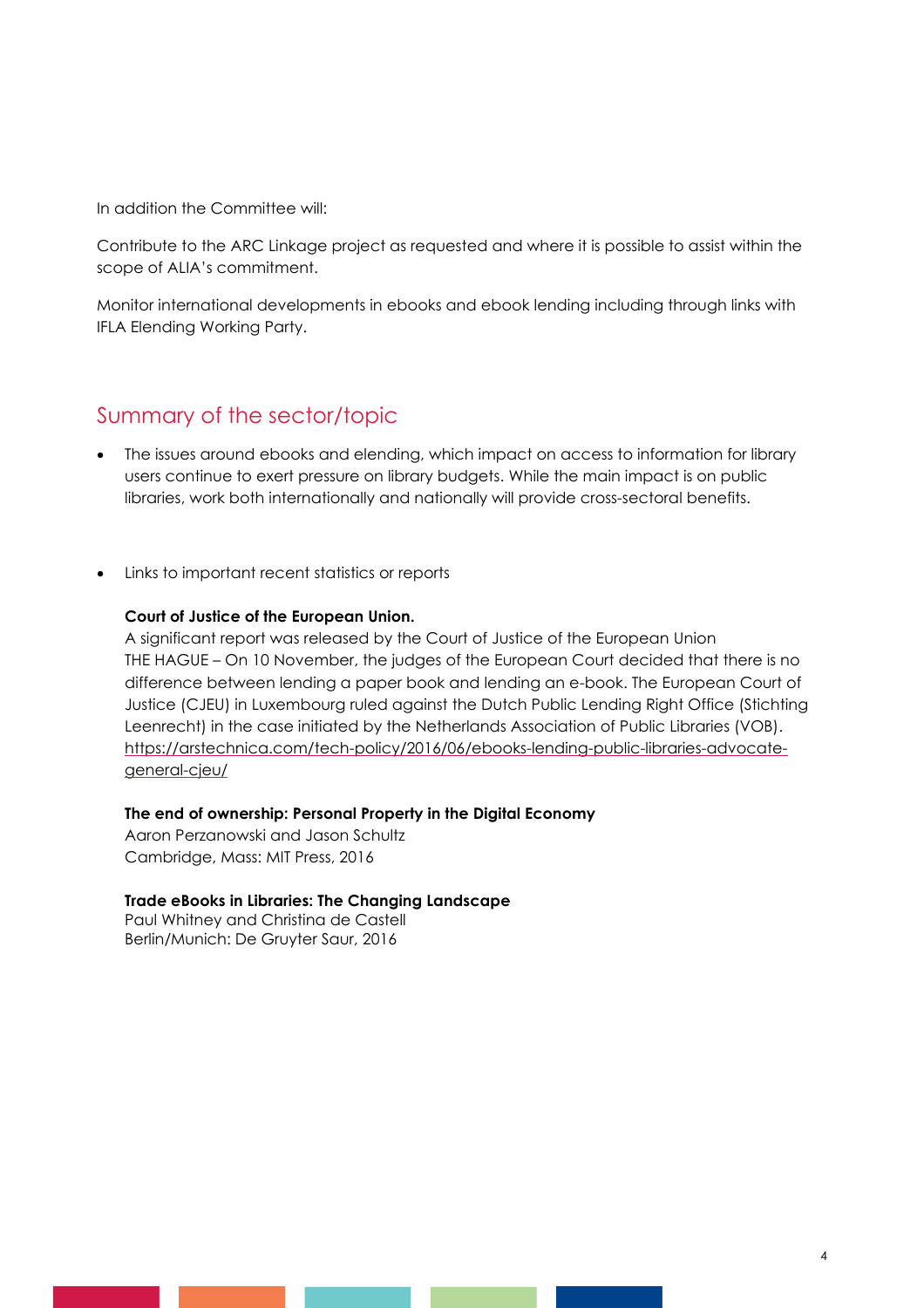In addition the Committee will:

Contribute to the ARC Linkage project as requested and where it is possible to assist within the scope of ALIA's commitment.

Monitor international developments in ebooks and ebook lending including through links with IFLA Elending Working Party.

## Summary of the sector/topic

- The issues around ebooks and elending, which impact on access to information for library users continue to exert pressure on library budgets. While the main impact is on public libraries, work both internationally and nationally will provide cross-sectoral benefits.

- Links to important recent statistics or reports

  **Court of Justice of the European Union.**
  A significant report was released by the Court of Justice of the European Union
  THE HAGUE – On 10 November, the judges of the European Court decided that there is no difference between lending a paper book and lending an e-book. The European Court of Justice (CJEU) in Luxembourg ruled against the Dutch Public Lending Right Office (Stichting Leenrecht) in the case initiated by the Netherlands Association of Public Libraries (VOB).
  https://arstechnica.com/tech-policy/2016/06/ebooks-lending-public-libraries-advocate-general-cjeu/

  **The end of ownership: Personal Property in the Digital Economy**
  Aaron Perzanowski and Jason Schultz
  Cambridge, Mass: MIT Press, 2016

  **Trade eBooks in Libraries: The Changing Landscape**
  Paul Whitney and Christina de Castell
  Berlin/Munich: De Gruyter Saur, 2016